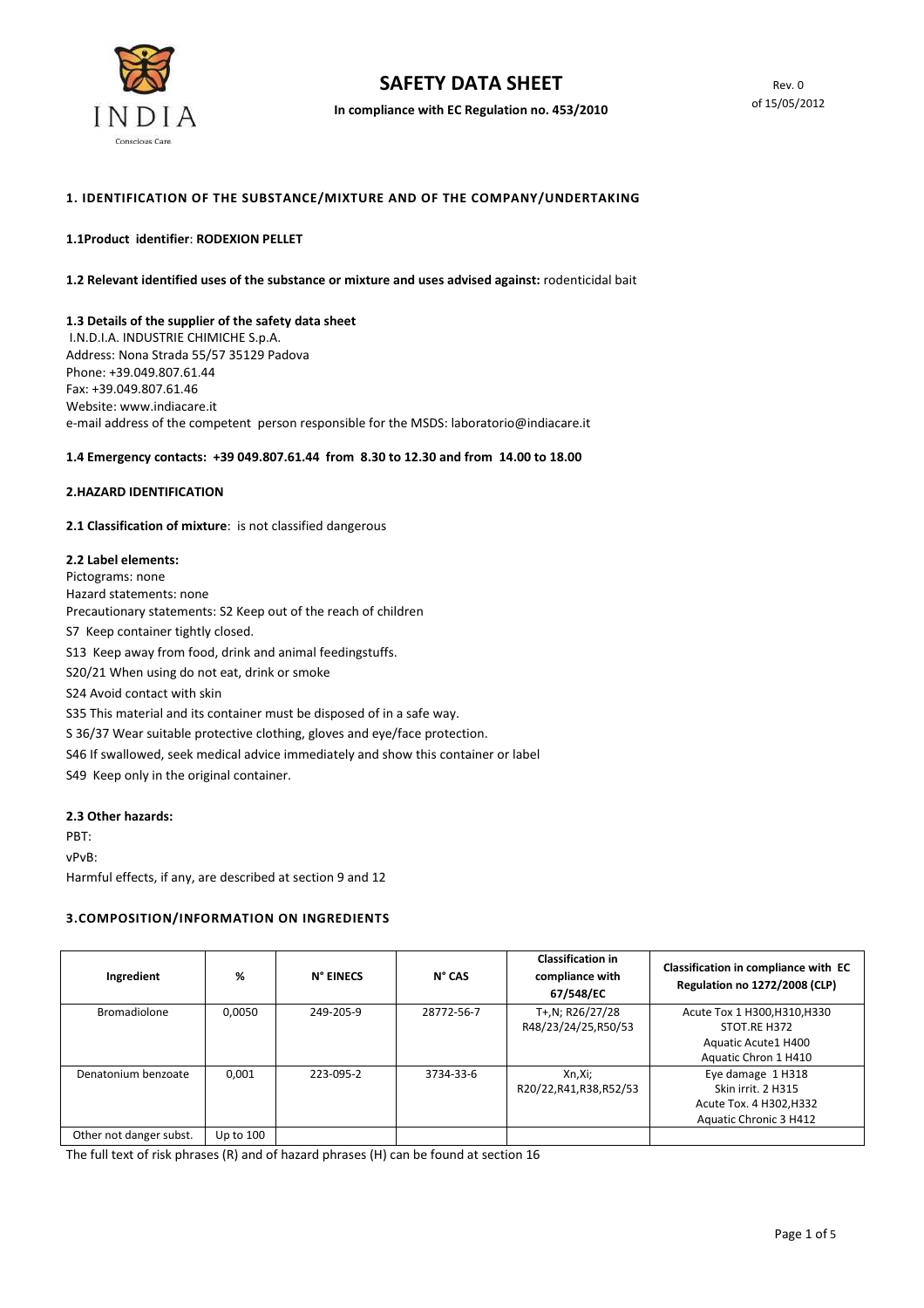# SAFETY DATA SHEET

**In compliance with EC Regulation no. 453/2010**

Rev. 0
of 15/05/2012

## 1. IDENTIFICATION OF THE SUBSTANCE/MIXTURE AND OF THE COMPANY/UNDERTAKING

**1.1Product identifier**: **RODEXION PELLET**

**1.2 Relevant identified uses of the substance or mixture and uses advised against:** rodenticidal bait

**1.3 Details of the supplier of the safety data sheet**
I.N.D.I.A. INDUSTRIE CHIMICHE S.p.A.
Address: Nona Strada 55/57 35129 Padova
Phone: +39.049.807.61.44
Fax: +39.049.807.61.46
Website: www.indiacare.it
e-mail address of the competent person responsible for the MSDS: laboratorio@indiacare.it

**1.4 Emergency contacts: +39 049.807.61.44 from 8.30 to 12.30 and from 14.00 to 18.00**

## 2.HAZARD IDENTIFICATION

**2.1 Classification of mixture**: is not classified dangerous

**2.2 Label elements:**
Pictograms: none
Hazard statements: none
Precautionary statements: S2 Keep out of the reach of children
S7 Keep container tightly closed.
S13 Keep away from food, drink and animal feedingstuffs.
S20/21 When using do not eat, drink or smoke
S24 Avoid contact with skin
S35 This material and its container must be disposed of in a safe way.
S 36/37 Wear suitable protective clothing, gloves and eye/face protection.
S46 If swallowed, seek medical advice immediately and show this container or label
S49 Keep only in the original container.

**2.3 Other hazards:**
PBT:
vPvB:
Harmful effects, if any, are described at section 9 and 12

## 3.COMPOSITION/INFORMATION ON INGREDIENTS

| Ingredient | % | N° EINECS | N° CAS | Classification in compliance with 67/548/EC | Classification in compliance with EC Regulation no 1272/2008 (CLP) |
|---|---|---|---|---|---|
| Bromadiolone | 0,0050 | 249-205-9 | 28772-56-7 | T+,N; R26/27/28 R48/23/24/25,R50/53 | Acute Tox 1 H300,H310,H330 STOT.RE H372 Aquatic Acute1 H400 Aquatic Chron 1 H410 |
| Denatonium benzoate | 0,001 | 223-095-2 | 3734-33-6 | Xn,Xi; R20/22,R41,R38,R52/53 | Eye damage 1 H318 Skin irrit. 2 H315 Acute Tox. 4 H302,H332 Aquatic Chronic 3 H412 |
| Other not danger subst. | Up to 100 | | | | |

The full text of risk phrases (R) and of hazard phrases (H) can be found at section 16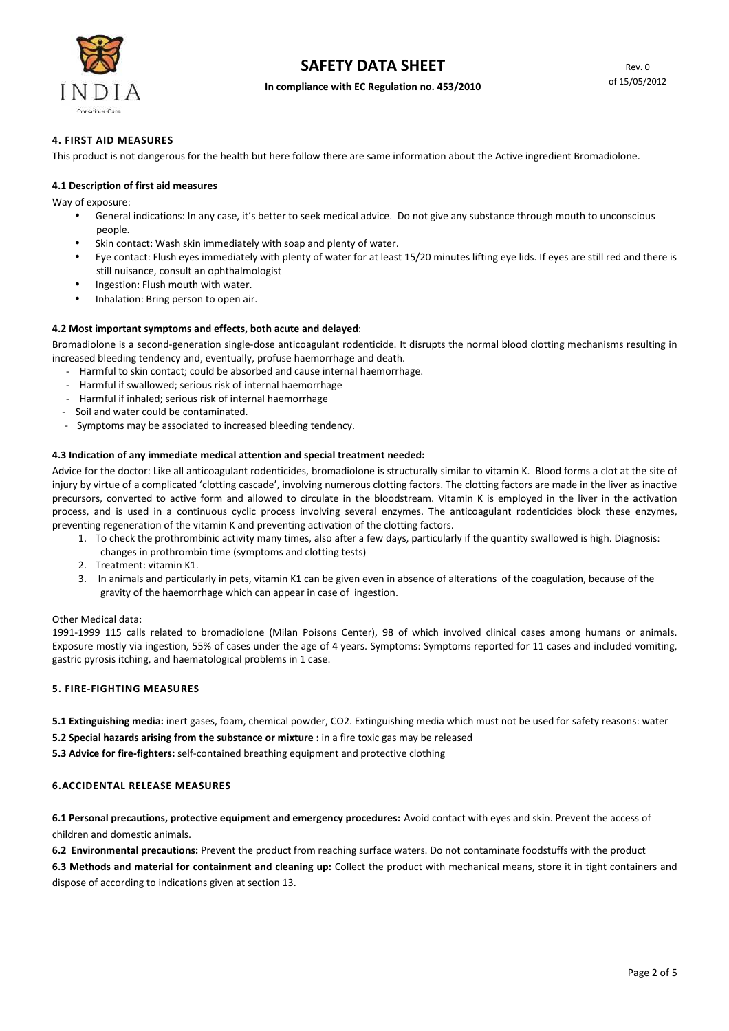## 4. FIRST AID MEASURES

This product is not dangerous for the health but here follow there are same information about the Active ingredient Bromadiolone.

### 4.1 Description of first aid measures

Way of exposure:

- General indications: In any case, it's better to seek medical advice. Do not give any substance through mouth to unconscious people.
- Skin contact: Wash skin immediately with soap and plenty of water.
- Eye contact: Flush eyes immediately with plenty of water for at least 15/20 minutes lifting eye lids. If eyes are still red and there is still nuisance, consult an ophthalmologist
- Ingestion: Flush mouth with water.
- Inhalation: Bring person to open air.

### 4.2 Most important symptoms and effects, both acute and delayed:

Bromadiolone is a second-generation single-dose anticoagulant rodenticide. It disrupts the normal blood clotting mechanisms resulting in increased bleeding tendency and, eventually, profuse haemorrhage and death.

- Harmful to skin contact; could be absorbed and cause internal haemorrhage.
- Harmful if swallowed; serious risk of internal haemorrhage
- Harmful if inhaled; serious risk of internal haemorrhage
- Soil and water could be contaminated.
- Symptoms may be associated to increased bleeding tendency.

### 4.3 Indication of any immediate medical attention and special treatment needed:

Advice for the doctor: Like all anticoagulant rodenticides, bromadiolone is structurally similar to vitamin K. Blood forms a clot at the site of injury by virtue of a complicated 'clotting cascade', involving numerous clotting factors. The clotting factors are made in the liver as inactive precursors, converted to active form and allowed to circulate in the bloodstream. Vitamin K is employed in the liver in the activation process, and is used in a continuous cyclic process involving several enzymes. The anticoagulant rodenticides block these enzymes, preventing regeneration of the vitamin K and preventing activation of the clotting factors.

1. To check the prothrombinic activity many times, also after a few days, particularly if the quantity swallowed is high. Diagnosis: changes in prothrombin time (symptoms and clotting tests)
2. Treatment: vitamin K1.
3. In animals and particularly in pets, vitamin K1 can be given even in absence of alterations of the coagulation, because of the gravity of the haemorrhage which can appear in case of ingestion.

Other Medical data:

1991-1999 115 calls related to bromadiolone (Milan Poisons Center), 98 of which involved clinical cases among humans or animals. Exposure mostly via ingestion, 55% of cases under the age of 4 years. Symptoms: Symptoms reported for 11 cases and included vomiting, gastric pyrosis itching, and haematological problems in 1 case.

## 5. FIRE-FIGHTING MEASURES

**5.1 Extinguishing media:** inert gases, foam, chemical powder, $CO_2$. Extinguishing media which must not be used for safety reasons: water

**5.2 Special hazards arising from the substance or mixture :** in a fire toxic gas may be released

**5.3 Advice for fire-fighters:** self-contained breathing equipment and protective clothing

## 6.ACCIDENTAL RELEASE MEASURES

**6.1 Personal precautions, protective equipment and emergency procedures:** Avoid contact with eyes and skin. Prevent the access of children and domestic animals.

**6.2 Environmental precautions:** Prevent the product from reaching surface waters. Do not contaminate foodstuffs with the product

**6.3 Methods and material for containment and cleaning up:** Collect the product with mechanical means, store it in tight containers and dispose of according to indications given at section 13.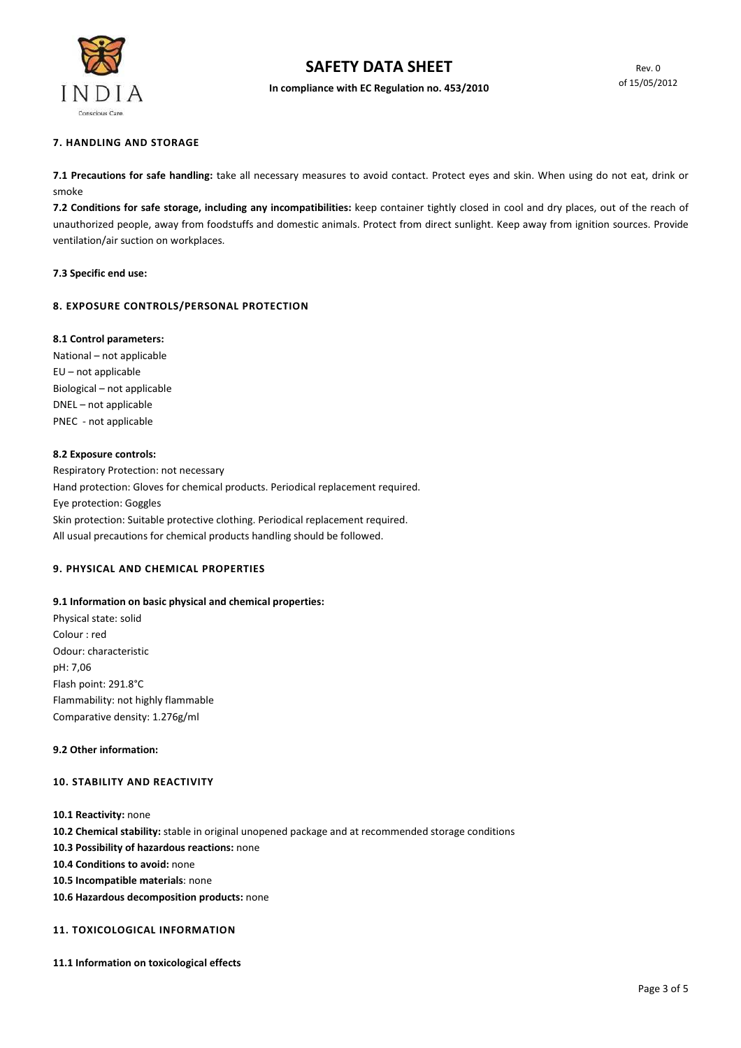## 7. HANDLING AND STORAGE

**7.1 Precautions for safe handling:** take all necessary measures to avoid contact. Protect eyes and skin. When using do not eat, drink or smoke

**7.2 Conditions for safe storage, including any incompatibilities:** keep container tightly closed in cool and dry places, out of the reach of unauthorized people, away from foodstuffs and domestic animals. Protect from direct sunlight. Keep away from ignition sources. Provide ventilation/air suction on workplaces.

**7.3 Specific end use:**

## 8. EXPOSURE CONTROLS/PERSONAL PROTECTION

**8.1 Control parameters:**

National – not applicable
EU – not applicable
Biological – not applicable
DNEL – not applicable
PNEC - not applicable

**8.2 Exposure controls:**

Respiratory Protection: not necessary
Hand protection: Gloves for chemical products. Periodical replacement required.
Eye protection: Goggles
Skin protection: Suitable protective clothing. Periodical replacement required.
All usual precautions for chemical products handling should be followed.

## 9. PHYSICAL AND CHEMICAL PROPERTIES

**9.1 Information on basic physical and chemical properties:**

Physical state: solid
Colour : red
Odour: characteristic
pH: 7,06
Flash point: 291.8°C
Flammability: not highly flammable
Comparative density: 1.276g/ml

**9.2 Other information:**

## 10. STABILITY AND REACTIVITY

**10.1 Reactivity:** none
**10.2 Chemical stability:** stable in original unopened package and at recommended storage conditions
**10.3 Possibility of hazardous reactions:** none
**10.4 Conditions to avoid:** none
**10.5 Incompatible materials**: none
**10.6 Hazardous decomposition products:** none

## 11. TOXICOLOGICAL INFORMATION

**11.1 Information on toxicological effects**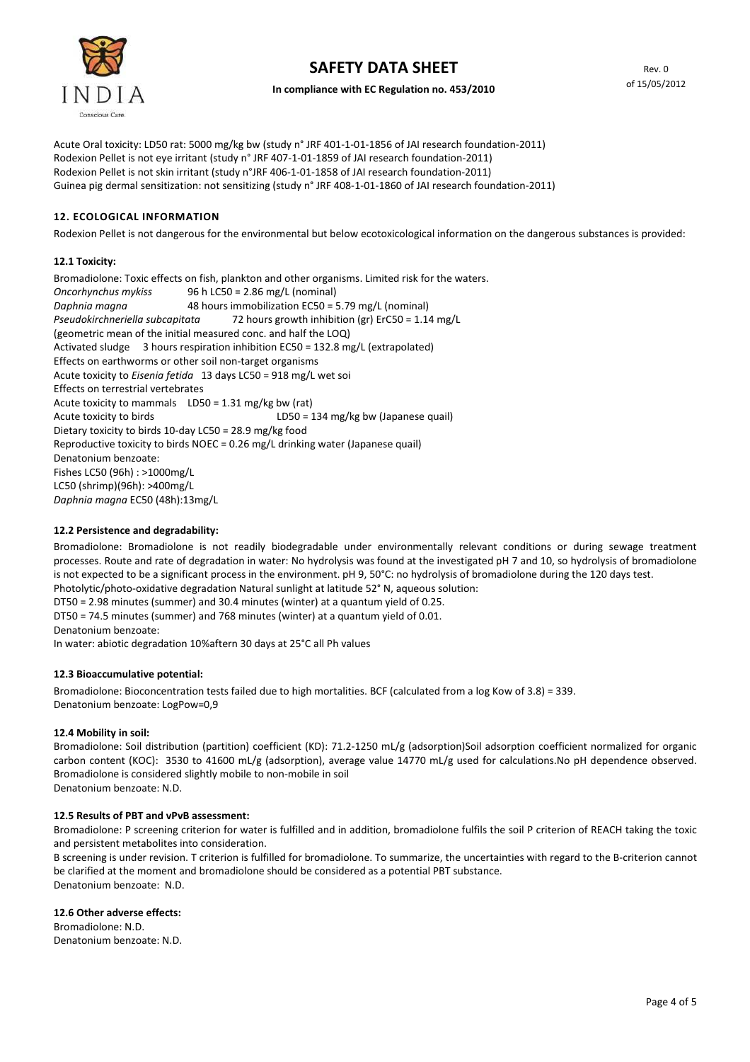Acute Oral toxicity: LD50 rat: 5000 mg/kg bw (study n° JRF 401-1-01-1856 of JAI research foundation-2011)
Rodexion Pellet is not eye irritant (study n° JRF 407-1-01-1859 of JAI research foundation-2011)
Rodexion Pellet is not skin irritant (study n°JRF 406-1-01-1858 of JAI research foundation-2011)
Guinea pig dermal sensitization: not sensitizing (study n° JRF 408-1-01-1860 of JAI research foundation-2011)

## 12. ECOLOGICAL INFORMATION

Rodexion Pellet is not dangerous for the environmental but below ecotoxicological information on the dangerous substances is provided:

### 12.1 Toxicity:

Bromadiolone: Toxic effects on fish, plankton and other organisms. Limited risk for the waters.
*Oncorhynchus mykiss* 96 h LC50 = 2.86 mg/L (nominal)
*Daphnia magna* 48 hours immobilization EC50 = 5.79 mg/L (nominal)
*Pseudokirchneriella subcapitata* 72 hours growth inhibition (gr) ErC50 = 1.14 mg/L
(geometric mean of the initial measured conc. and half the LOQ)
Activated sludge 3 hours respiration inhibition EC50 = 132.8 mg/L (extrapolated)
Effects on earthworms or other soil non-target organisms
Acute toxicity to *Eisenia fetida* 13 days LC50 = 918 mg/L wet soi
Effects on terrestrial vertebrates
Acute toxicity to mammals LD50 = 1.31 mg/kg bw (rat)
Acute toxicity to birds LD50 = 134 mg/kg bw (Japanese quail)
Dietary toxicity to birds 10-day LC50 = 28.9 mg/kg food
Reproductive toxicity to birds NOEC = 0.26 mg/L drinking water (Japanese quail)
Denatonium benzoate:
Fishes LC50 (96h) : >1000mg/L
LC50 (shrimp)(96h): >400mg/L
*Daphnia magna* EC50 (48h):13mg/L

### 12.2 Persistence and degradability:

Bromadiolone: Bromadiolone is not readily biodegradable under environmentally relevant conditions or during sewage treatment processes. Route and rate of degradation in water: No hydrolysis was found at the investigated pH 7 and 10, so hydrolysis of bromadiolone is not expected to be a significant process in the environment. pH 9, 50°C: no hydrolysis of bromadiolone during the 120 days test.
Photolytic/photo-oxidative degradation Natural sunlight at latitude 52° N, aqueous solution:
DT50 = 2.98 minutes (summer) and 30.4 minutes (winter) at a quantum yield of 0.25.
DT50 = 74.5 minutes (summer) and 768 minutes (winter) at a quantum yield of 0.01.
Denatonium benzoate:
In water: abiotic degradation 10%aftern 30 days at 25°C all Ph values

### 12.3 Bioaccumulative potential:

Bromadiolone: Bioconcentration tests failed due to high mortalities. BCF (calculated from a log Kow of 3.8) = 339.
Denatonium benzoate: LogPow=0,9

### 12.4 Mobility in soil:

Bromadiolone: Soil distribution (partition) coefficient (KD): 71.2-1250 mL/g (adsorption)Soil adsorption coefficient normalized for organic carbon content (KOC): 3530 to 41600 mL/g (adsorption), average value 14770 mL/g used for calculations.No pH dependence observed. Bromadiolone is considered slightly mobile to non-mobile in soil
Denatonium benzoate: N.D.

### 12.5 Results of PBT and vPvB assessment:

Bromadiolone: P screening criterion for water is fulfilled and in addition, bromadiolone fulfils the soil P criterion of REACH taking the toxic and persistent metabolites into consideration.
B screening is under revision. T criterion is fulfilled for bromadiolone. To summarize, the uncertainties with regard to the B-criterion cannot be clarified at the moment and bromadiolone should be considered as a potential PBT substance.
Denatonium benzoate: N.D.

### 12.6 Other adverse effects:

Bromadiolone: N.D.
Denatonium benzoate: N.D.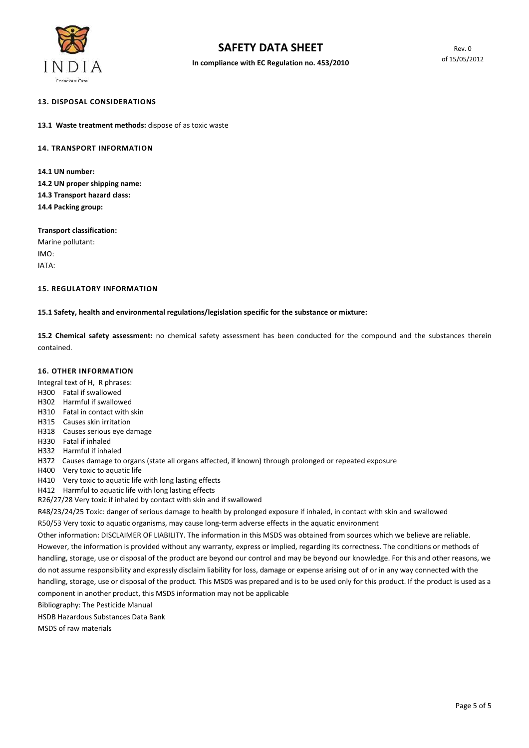## 13. DISPOSAL CONSIDERATIONS

**13.1 Waste treatment methods:** dispose of as toxic waste

## 14. TRANSPORT INFORMATION

**14.1 UN number:**

**14.2 UN proper shipping name:**

**14.3 Transport hazard class:**

**14.4 Packing group:**

**Transport classification:**

Marine pollutant:

IMO:

IATA:

## 15. REGULATORY INFORMATION

**15.1 Safety, health and environmental regulations/legislation specific for the substance or mixture:**

**15.2 Chemical safety assessment:** no chemical safety assessment has been conducted for the compound and the substances therein contained.

## 16. OTHER INFORMATION

Integral text of H, R phrases:

H300 Fatal if swallowed
H302 Harmful if swallowed
H310 Fatal in contact with skin
H315 Causes skin irritation
H318 Causes serious eye damage
H330 Fatal if inhaled
H332 Harmful if inhaled
H372 Causes damage to organs (state all organs affected, if known) through prolonged or repeated exposure
H400 Very toxic to aquatic life
H410 Very toxic to aquatic life with long lasting effects
H412 Harmful to aquatic life with long lasting effects
R26/27/28 Very toxic if inhaled by contact with skin and if swallowed
R48/23/24/25 Toxic: danger of serious damage to health by prolonged exposure if inhaled, in contact with skin and swallowed
R50/53 Very toxic to aquatic organisms, may cause long-term adverse effects in the aquatic environment

Other information: DISCLAIMER OF LIABILITY. The information in this MSDS was obtained from sources which we believe are reliable. However, the information is provided without any warranty, express or implied, regarding its correctness. The conditions or methods of handling, storage, use or disposal of the product are beyond our control and may be beyond our knowledge. For this and other reasons, we do not assume responsibility and expressly disclaim liability for loss, damage or expense arising out of or in any way connected with the handling, storage, use or disposal of the product. This MSDS was prepared and is to be used only for this product. If the product is used as a component in another product, this MSDS information may not be applicable

Bibliography: The Pesticide Manual

HSDB Hazardous Substances Data Bank

MSDS of raw materials